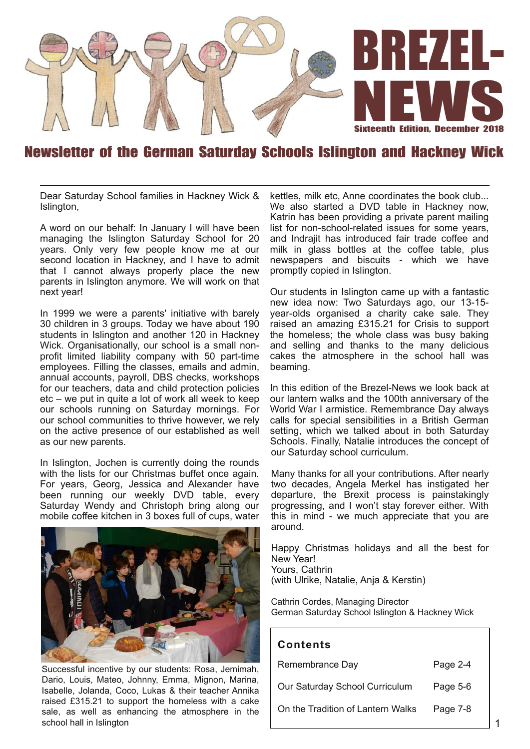# BREZEL-NEWS

Sixteenth Edition, December 2018

## Newsletter of the German Saturday Schools Islington and Hackney Wick

Dear Saturday School families in Hackney Wick & Islington,

A word on our behalf: In January I will have been managing the Islington Saturday School for 20 years. Only very few people know me at our second location in Hackney, and I have to admit that I cannot always properly place the new parents in Islington anymore. We will work on that next year!

In 1999 we were a parents' initiative with barely 30 children in 3 groups. Today we have about 190 students in Islington and another 120 in Hackney Wick. Organisationally, our school is a small non-profit limited liability company with 50 part-time employees. Filling the classes, emails and admin, annual accounts, payroll, DBS checks, workshops for our teachers, data and child protection policies etc – we put in quite a lot of work all week to keep our schools running on Saturday mornings. For our school communities to thrive however, we rely on the active presence of our established as well as our new parents.

In Islington, Jochen is currently doing the rounds with the lists for our Christmas buffet once again. For years, Georg, Jessica and Alexander have been running our weekly DVD table, every Saturday Wendy and Christoph bring along our mobile coffee kitchen in 3 boxes full of cups, water kettles, milk etc, Anne coordinates the book club... We also started a DVD table in Hackney now, Katrin has been providing a private parent mailing list for non-school-related issues for some years, and Indrajit has introduced fair trade coffee and milk in glass bottles at the coffee table, plus newspapers and biscuits - which we have promptly copied in Islington.

Successful incentive by our students: Rosa, Jemimah, Dario, Louis, Mateo, Johnny, Emma, Mignon, Marina, Isabelle, Jolanda, Coco, Lukas & their teacher Annika raised £315.21 to support the homeless with a cake sale, as well as enhancing the atmosphere in the school hall in Islington

Our students in Islington came up with a fantastic new idea now: Two Saturdays ago, our 13-15-year-olds organised a charity cake sale. They raised an amazing £315.21 for Crisis to support the homeless; the whole class was busy baking and selling and thanks to the many delicious cakes the atmosphere in the school hall was beaming.

In this edition of the Brezel-News we look back at our lantern walks and the 100th anniversary of the World War I armistice. Remembrance Day always calls for special sensibilities in a British German setting, which we talked about in both Saturday Schools. Finally, Natalie introduces the concept of our Saturday school curriculum.

Many thanks for all your contributions. After nearly two decades, Angela Merkel has instigated her departure, the Brexit process is painstakingly progressing, and I won't stay forever either. With this in mind - we much appreciate that you are around.

Happy Christmas holidays and all the best for New Year!
Yours, Cathrin
(with Ulrike, Natalie, Anja & Kerstin)

Cathrin Cordes, Managing Director
German Saturday School Islington & Hackney Wick

### Contents

| | |
|---|---|
| Remembrance Day | Page 2-4 |
| Our Saturday School Curriculum | Page 5-6 |
| On the Tradition of Lantern Walks | Page 7-8 |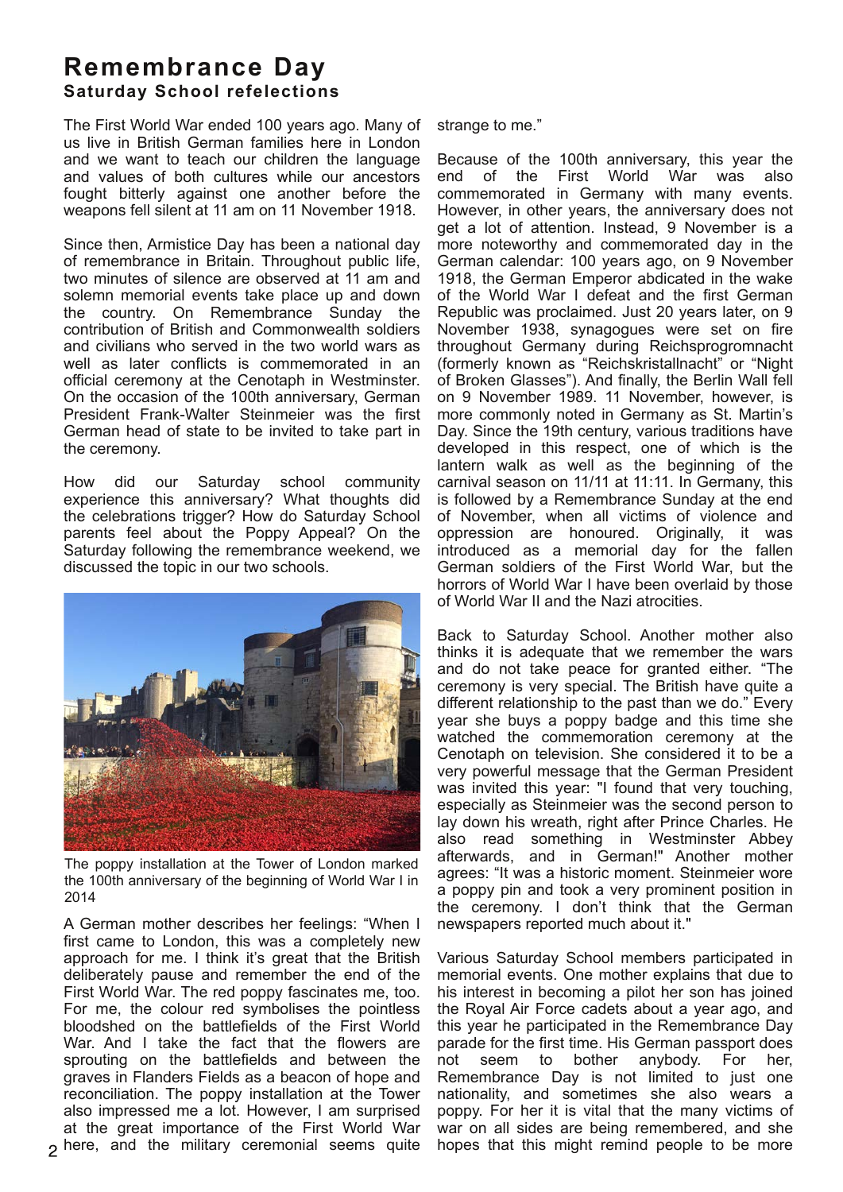# Remembrance Day

**Saturday School refelections**

The First World War ended 100 years ago. Many of us live in British German families here in London and we want to teach our children the language and values of both cultures while our ancestors fought bitterly against one another before the weapons fell silent at 11 am on 11 November 1918.

Since then, Armistice Day has been a national day of remembrance in Britain. Throughout public life, two minutes of silence are observed at 11 am and solemn memorial events take place up and down the country. On Remembrance Sunday the contribution of British and Commonwealth soldiers and civilians who served in the two world wars as well as later conflicts is commemorated in an official ceremony at the Cenotaph in Westminster. On the occasion of the 100th anniversary, German President Frank-Walter Steinmeier was the first German head of state to be invited to take part in the ceremony.

How did our Saturday school community experience this anniversary? What thoughts did the celebrations trigger? How do Saturday School parents feel about the Poppy Appeal? On the Saturday following the remembrance weekend, we discussed the topic in our two schools.

The poppy installation at the Tower of London marked the 100th anniversary of the beginning of World War I in 2014

A German mother describes her feelings: "When I first came to London, this was a completely new approach for me. I think it's great that the British deliberately pause and remember the end of the First World War. The red poppy fascinates me, too. For me, the colour red symbolises the pointless bloodshed on the battlefields of the First World War. And I take the fact that the flowers are sprouting on the battlefields and between the graves in Flanders Fields as a beacon of hope and reconciliation. The poppy installation at the Tower also impressed me a lot. However, I am surprised at the great importance of the First World War here, and the military ceremonial seems quite strange to me."

Because of the 100th anniversary, this year the end of the First World War was also commemorated in Germany with many events. However, in other years, the anniversary does not get a lot of attention. Instead, 9 November is a more noteworthy and commemorated day in the German calendar: 100 years ago, on 9 November 1918, the German Emperor abdicated in the wake of the World War I defeat and the first German Republic was proclaimed. Just 20 years later, on 9 November 1938, synagogues were set on fire throughout Germany during Reichsprogromnacht (formerly known as "Reichskristallnacht" or "Night of Broken Glasses"). And finally, the Berlin Wall fell on 9 November 1989. 11 November, however, is more commonly noted in Germany as St. Martin's Day. Since the 19th century, various traditions have developed in this respect, one of which is the lantern walk as well as the beginning of the carnival season on 11/11 at 11:11. In Germany, this is followed by a Remembrance Sunday at the end of November, when all victims of violence and oppression are honoured. Originally, it was introduced as a memorial day for the fallen German soldiers of the First World War, but the horrors of World War I have been overlaid by those of World War II and the Nazi atrocities.

Back to Saturday School. Another mother also thinks it is adequate that we remember the wars and do not take peace for granted either. "The ceremony is very special. The British have quite a different relationship to the past than we do." Every year she buys a poppy badge and this time she watched the commemoration ceremony at the Cenotaph on television. She considered it to be a very powerful message that the German President was invited this year: "I found that very touching, especially as Steinmeier was the second person to lay down his wreath, right after Prince Charles. He also read something in Westminster Abbey afterwards, and in German!" Another mother agrees: "It was a historic moment. Steinmeier wore a poppy pin and took a very prominent position in the ceremony. I don't think that the German newspapers reported much about it."

Various Saturday School members participated in memorial events. One mother explains that due to his interest in becoming a pilot her son has joined the Royal Air Force cadets about a year ago, and this year he participated in the Remembrance Day parade for the first time. His German passport does not seem to bother anybody. For her, Remembrance Day is not limited to just one nationality, and sometimes she also wears a poppy. For her it is vital that the many victims of war on all sides are being remembered, and she hopes that this might remind people to be more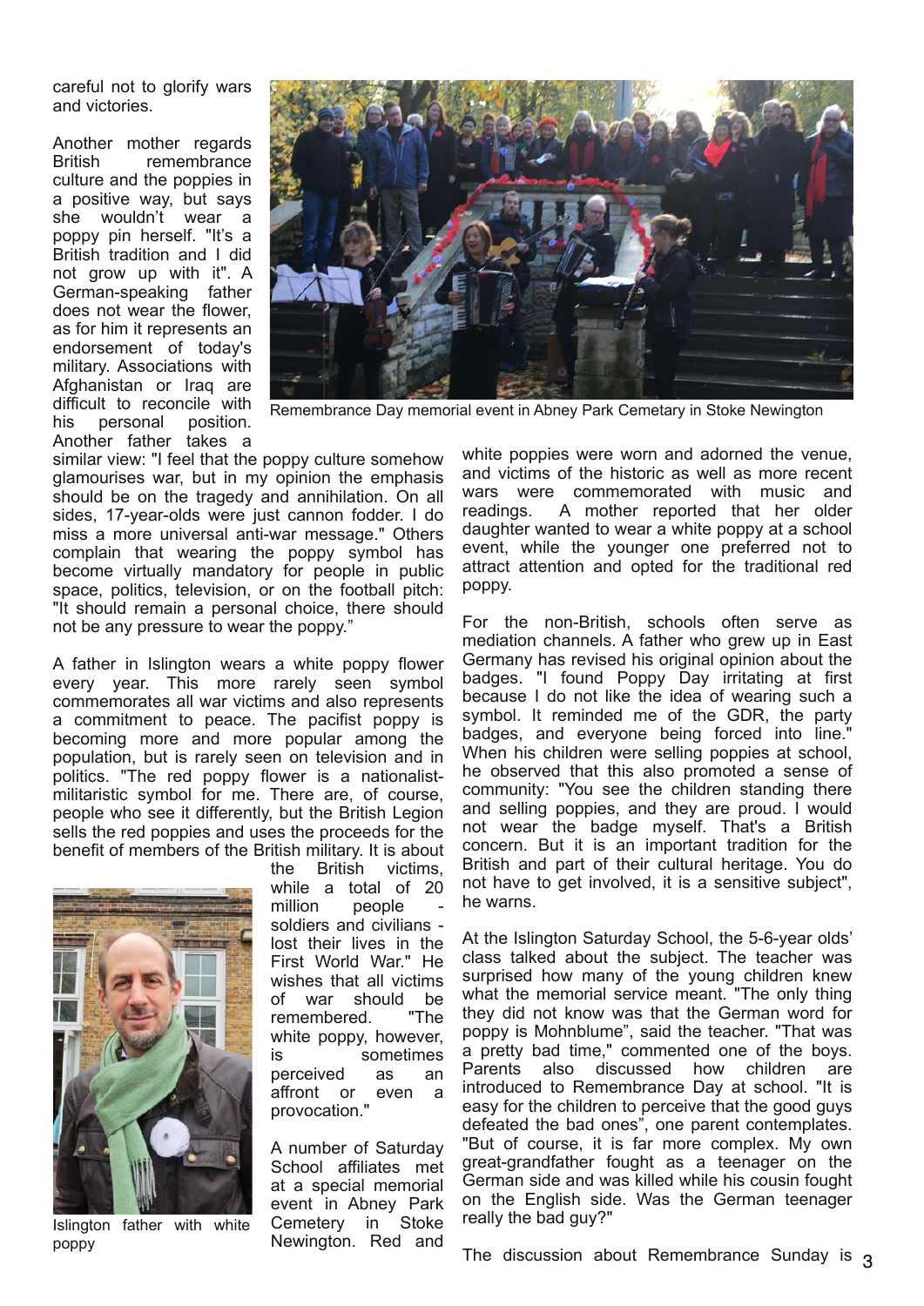careful not to glorify wars and victories.

Another mother regards British remembrance culture and the poppies in a positive way, but says she wouldn't wear a poppy pin herself. "It's a British tradition and I did not grow up with it". A German-speaking father does not wear the flower, as for him it represents an endorsement of today's military. Associations with Afghanistan or Iraq are difficult to reconcile with his personal position. Another father takes a similar view: "I feel that the poppy culture somehow glamourises war, but in my opinion the emphasis should be on the tragedy and annihilation. On all sides, 17-year-olds were just cannon fodder. I do miss a more universal anti-war message." Others complain that wearing the poppy symbol has become virtually mandatory for people in public space, politics, television, or on the football pitch: "It should remain a personal choice, there should not be any pressure to wear the poppy."

Remembrance Day memorial event in Abney Park Cemetary in Stoke Newington

A father in Islington wears a white poppy flower every year. This more rarely seen symbol commemorates all war victims and also represents a commitment to peace. The pacifist poppy is becoming more and more popular among the population, but is rarely seen on television and in politics. "The red poppy flower is a nationalist-militaristic symbol for me. There are, of course, people who see it differently, but the British Legion sells the red poppies and uses the proceeds for the benefit of members of the British military. It is about the British victims, while a total of 20 million people - soldiers and civilians - lost their lives in the First World War." He wishes that all victims of war should be remembered. "The white poppy, however, is sometimes perceived as an affront or even a provocation."

Islington father with white poppy

A number of Saturday School affiliates met at a special memorial event in Abney Park Cemetery in Stoke Newington. Red and white poppies were worn and adorned the venue, and victims of the historic as well as more recent wars were commemorated with music and readings. A mother reported that her older daughter wanted to wear a white poppy at a school event, while the younger one preferred not to attract attention and opted for the traditional red poppy.

For the non-British, schools often serve as mediation channels. A father who grew up in East Germany has revised his original opinion about the badges. "I found Poppy Day irritating at first because I do not like the idea of wearing such a symbol. It reminded me of the GDR, the party badges, and everyone being forced into line." When his children were selling poppies at school, he observed that this also promoted a sense of community: "You see the children standing there and selling poppies, and they are proud. I would not wear the badge myself. That's a British concern. But it is an important tradition for the British and part of their cultural heritage. You do not have to get involved, it is a sensitive subject", he warns.

At the Islington Saturday School, the 5-6-year olds' class talked about the subject. The teacher was surprised how many of the young children knew what the memorial service meant. "The only thing they did not know was that the German word for poppy is Mohnblume", said the teacher. "That was a pretty bad time," commented one of the boys. Parents also discussed how children are introduced to Remembrance Day at school. "It is easy for the children to perceive that the good guys defeated the bad ones", one parent contemplates. "But of course, it is far more complex. My own great-grandfather fought as a teenager on the German side and was killed while his cousin fought on the English side. Was the German teenager really the bad guy?"

The discussion about Remembrance Sunday is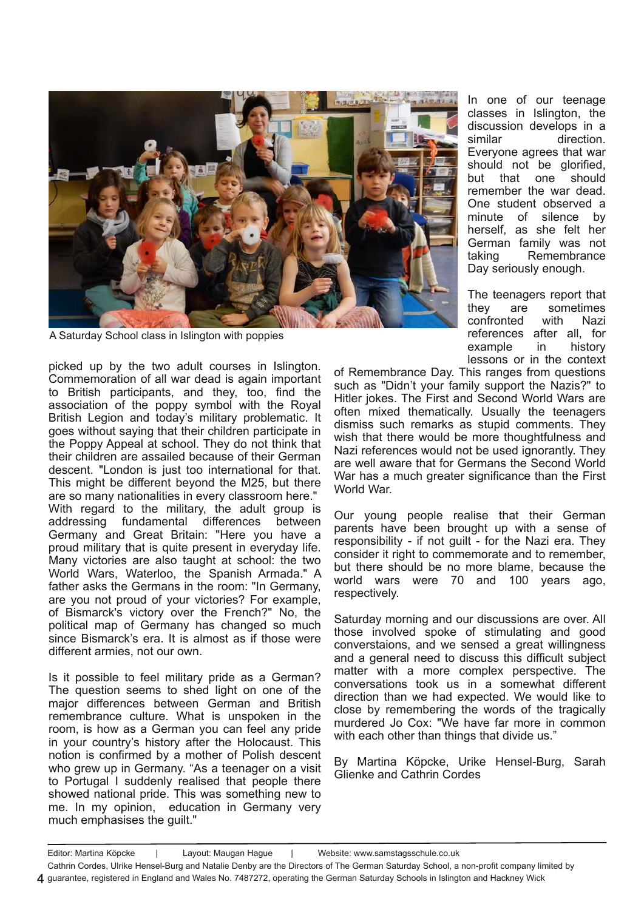A Saturday School class in Islington with poppies

picked up by the two adult courses in Islington. Commemoration of all war dead is again important to British participants, and they, too, find the association of the poppy symbol with the Royal British Legion and today's military problematic. It goes without saying that their children participate in the Poppy Appeal at school. They do not think that their children are assailed because of their German descent. "London is just too international for that. This might be different beyond the M25, but there are so many nationalities in every classroom here." With regard to the military, the adult group is addressing fundamental differences between Germany and Great Britain: "Here you have a proud military that is quite present in everyday life. Many victories are also taught at school: the two World Wars, Waterloo, the Spanish Armada." A father asks the Germans in the room: "In Germany, are you not proud of your victories? For example, of Bismarck's victory over the French?" No, the political map of Germany has changed so much since Bismarck's era. It is almost as if those were different armies, not our own.

Is it possible to feel military pride as a German? The question seems to shed light on one of the major differences between German and British remembrance culture. What is unspoken in the room, is how as a German you can feel any pride in your country's history after the Holocaust. This notion is confirmed by a mother of Polish descent who grew up in Germany. "As a teenager on a visit to Portugal I suddenly realised that people there showed national pride. This was something new to me. In my opinion, education in Germany very much emphasises the guilt."

In one of our teenage classes in Islington, the discussion develops in a similar direction. Everyone agrees that war should not be glorified, but that one should remember the war dead. One student observed a minute of silence by herself, as she felt her German family was not taking Remembrance Day seriously enough.

The teenagers report that they are sometimes confronted with Nazi references after all, for example in history lessons or in the context of Remembrance Day. This ranges from questions such as "Didn't your family support the Nazis?" to Hitler jokes. The First and Second World Wars are often mixed thematically. Usually the teenagers dismiss such remarks as stupid comments. They wish that there would be more thoughtfulness and Nazi references would not be used ignorantly. They are well aware that for Germans the Second World War has a much greater significance than the First World War.

Our young people realise that their German parents have been brought up with a sense of responsibility - if not guilt - for the Nazi era. They consider it right to commemorate and to remember, but there should be no more blame, because the world wars were 70 and 100 years ago, respectively.

Saturday morning and our discussions are over. All those involved spoke of stimulating and good converstaions, and we sensed a great willingness and a general need to discuss this difficult subject matter with a more complex perspective. The conversations took us in a somewhat different direction than we had expected. We would like to close by remembering the words of the tragically murdered Jo Cox: "We have far more in common with each other than things that divide us."

By Martina Köpcke, Urike Hensel-Burg, Sarah Glienke and Cathrin Cordes

Editor: Martina Köpcke | Layout: Maugan Hague | Website: www.samstagsschule.co.uk

Cathrin Cordes, Ulrike Hensel-Burg and Natalie Denby are the Directors of The German Saturday School, a non-profit company limited by guarantee, registered in England and Wales No. 7487272, operating the German Saturday Schools in Islington and Hackney Wick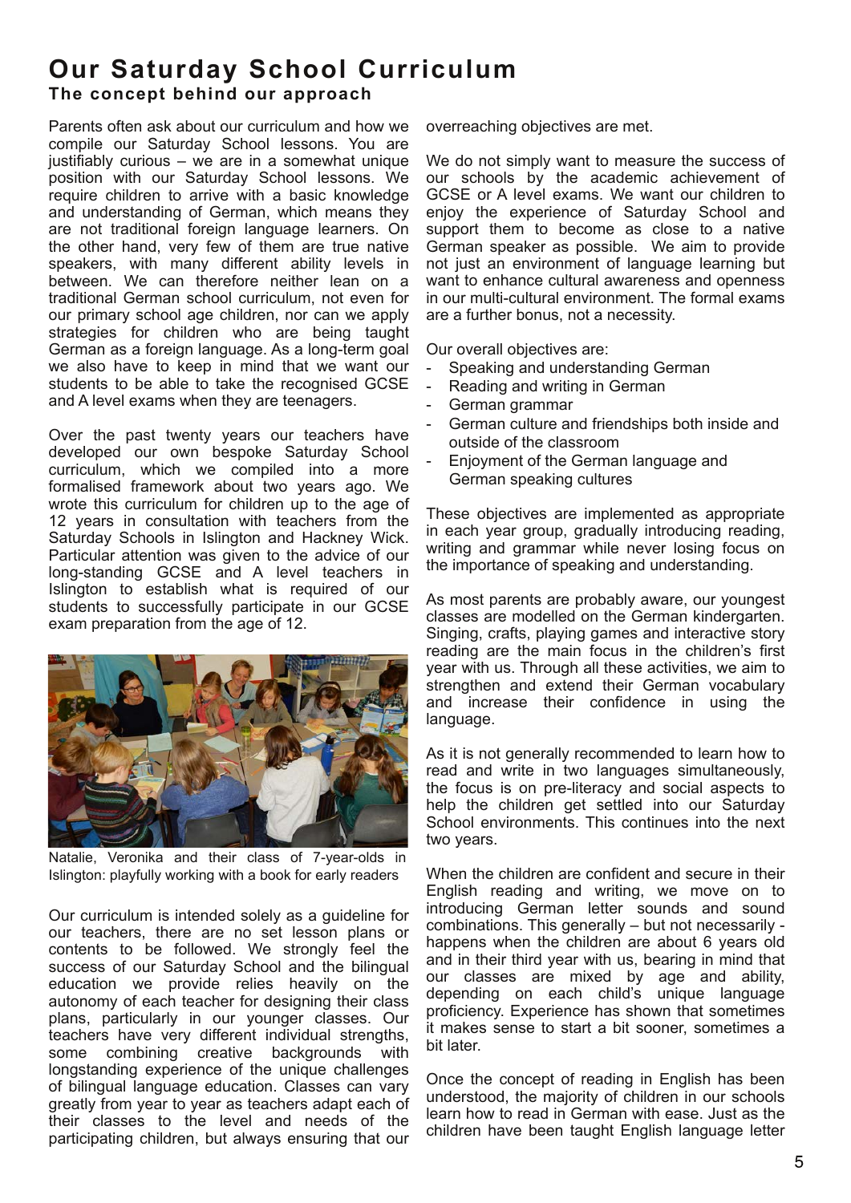# Our Saturday School Curriculum

## The concept behind our approach

Parents often ask about our curriculum and how we compile our Saturday School lessons. You are justifiably curious – we are in a somewhat unique position with our Saturday School lessons. We require children to arrive with a basic knowledge and understanding of German, which means they are not traditional foreign language learners. On the other hand, very few of them are true native speakers, with many different ability levels in between. We can therefore neither lean on a traditional German school curriculum, not even for our primary school age children, nor can we apply strategies for children who are being taught German as a foreign language. As a long-term goal we also have to keep in mind that we want our students to be able to take the recognised GCSE and A level exams when they are teenagers.

Over the past twenty years our teachers have developed our own bespoke Saturday School curriculum, which we compiled into a more formalised framework about two years ago. We wrote this curriculum for children up to the age of 12 years in consultation with teachers from the Saturday Schools in Islington and Hackney Wick. Particular attention was given to the advice of our long-standing GCSE and A level teachers in Islington to establish what is required of our students to successfully participate in our GCSE exam preparation from the age of 12.

Natalie, Veronika and their class of 7-year-olds in Islington: playfully working with a book for early readers

Our curriculum is intended solely as a guideline for our teachers, there are no set lesson plans or contents to be followed. We strongly feel the success of our Saturday School and the bilingual education we provide relies heavily on the autonomy of each teacher for designing their class plans, particularly in our younger classes. Our teachers have very different individual strengths, some combining creative backgrounds with longstanding experience of the unique challenges of bilingual language education. Classes can vary greatly from year to year as teachers adapt each of their classes to the level and needs of the participating children, but always ensuring that our overreaching objectives are met.

We do not simply want to measure the success of our schools by the academic achievement of GCSE or A level exams. We want our children to enjoy the experience of Saturday School and support them to become as close to a native German speaker as possible. We aim to provide not just an environment of language learning but want to enhance cultural awareness and openness in our multi-cultural environment. The formal exams are a further bonus, not a necessity.

Our overall objectives are:

- Speaking and understanding German
- Reading and writing in German
- German grammar
- German culture and friendships both inside and outside of the classroom
- Enjoyment of the German language and German speaking cultures

These objectives are implemented as appropriate in each year group, gradually introducing reading, writing and grammar while never losing focus on the importance of speaking and understanding.

As most parents are probably aware, our youngest classes are modelled on the German kindergarten. Singing, crafts, playing games and interactive story reading are the main focus in the children's first year with us. Through all these activities, we aim to strengthen and extend their German vocabulary and increase their confidence in using the language.

As it is not generally recommended to learn how to read and write in two languages simultaneously, the focus is on pre-literacy and social aspects to help the children get settled into our Saturday School environments. This continues into the next two years.

When the children are confident and secure in their English reading and writing, we move on to introducing German letter sounds and sound combinations. This generally – but not necessarily - happens when the children are about 6 years old and in their third year with us, bearing in mind that our classes are mixed by age and ability, depending on each child's unique language proficiency. Experience has shown that sometimes it makes sense to start a bit sooner, sometimes a bit later.

Once the concept of reading in English has been understood, the majority of children in our schools learn how to read in German with ease. Just as the children have been taught English language letter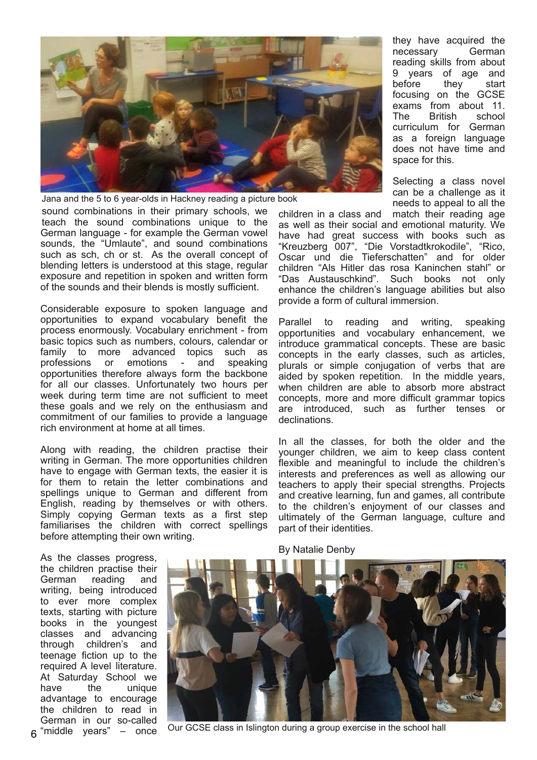Jana and the 5 to 6 year-olds in Hackney reading a picture book

sound combinations in their primary schools, we teach the sound combinations unique to the German language - for example the German vowel sounds, the "Umlaute", and sound combinations such as sch, ch or st. As the overall concept of blending letters is understood at this stage, regular exposure and repetition in spoken and written form of the sounds and their blends is mostly sufficient.

Considerable exposure to spoken language and opportunities to expand vocabulary benefit the process enormously. Vocabulary enrichment - from basic topics such as numbers, colours, calendar or family to more advanced topics such as professions or emotions - and speaking opportunities therefore always form the backbone for all our classes. Unfortunately two hours per week during term time are not sufficient to meet these goals and we rely on the enthusiasm and commitment of our families to provide a language rich environment at home at all times.

Along with reading, the children practise their writing in German. The more opportunities children have to engage with German texts, the easier it is for them to retain the letter combinations and spellings unique to German and different from English, reading by themselves or with others. Simply copying German texts as a first step familiarises the children with correct spellings before attempting their own writing.

As the classes progress, the children practise their German reading and writing, being introduced to ever more complex texts, starting with picture books in the youngest classes and advancing through children's and teenage fiction up to the required A level literature. At Saturday School we have the unique advantage to encourage the children to read in German in our so-called "middle years" – once they have acquired the necessary German reading skills from about 9 years of age and before they start focusing on the GCSE exams from about 11. The British school curriculum for German as a foreign language does not have time and space for this.

Selecting a class novel can be a challenge as it needs to appeal to all the children in a class and match their reading age as well as their social and emotional maturity. We have had great success with books such as "Kreuzberg 007", "Die Vorstadtkrokodile", "Rico, Oscar und die Tieferschatten" and for older children "Als Hitler das rosa Kaninchen stahl" or "Das Austauschkind". Such books not only enhance the children's language abilities but also provide a form of cultural immersion.

Parallel to reading and writing, speaking opportunities and vocabulary enhancement, we introduce grammatical concepts. These are basic concepts in the early classes, such as articles, plurals or simple conjugation of verbs that are aided by spoken repetition. In the middle years, when children are able to absorb more abstract concepts, more and more difficult grammar topics are introduced, such as further tenses or declinations.

In all the classes, for both the older and the younger children, we aim to keep class content flexible and meaningful to include the children's interests and preferences as well as allowing our teachers to apply their special strengths. Projects and creative learning, fun and games, all contribute to the children's enjoyment of our classes and ultimately of the German language, culture and part of their identities.

By Natalie Denby

Our GCSE class in Islington during a group exercise in the school hall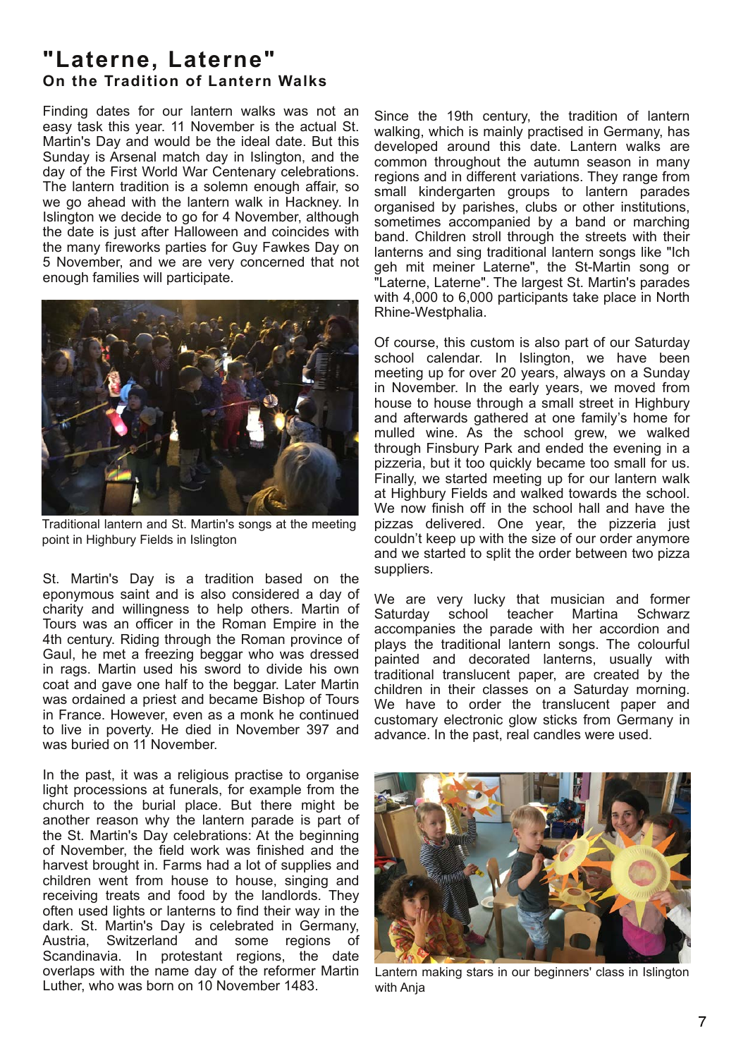# "Laterne, Laterne"

## On the Tradition of Lantern Walks

Finding dates for our lantern walks was not an easy task this year. 11 November is the actual St. Martin's Day and would be the ideal date. But this Sunday is Arsenal match day in Islington, and the day of the First World War Centenary celebrations. The lantern tradition is a solemn enough affair, so we go ahead with the lantern walk in Hackney. In Islington we decide to go for 4 November, although the date is just after Halloween and coincides with the many fireworks parties for Guy Fawkes Day on 5 November, and we are very concerned that not enough families will participate.

Traditional lantern and St. Martin's songs at the meeting point in Highbury Fields in Islington

St. Martin's Day is a tradition based on the eponymous saint and is also considered a day of charity and willingness to help others. Martin of Tours was an officer in the Roman Empire in the 4th century. Riding through the Roman province of Gaul, he met a freezing beggar who was dressed in rags. Martin used his sword to divide his own coat and gave one half to the beggar. Later Martin was ordained a priest and became Bishop of Tours in France. However, even as a monk he continued to live in poverty. He died in November 397 and was buried on 11 November.

In the past, it was a religious practise to organise light processions at funerals, for example from the church to the burial place. But there might be another reason why the lantern parade is part of the St. Martin's Day celebrations: At the beginning of November, the field work was finished and the harvest brought in. Farms had a lot of supplies and children went from house to house, singing and receiving treats and food by the landlords. They often used lights or lanterns to find their way in the dark. St. Martin's Day is celebrated in Germany, Austria, Switzerland and some regions of Scandinavia. In protestant regions, the date overlaps with the name day of the reformer Martin Luther, who was born on 10 November 1483.

Since the 19th century, the tradition of lantern walking, which is mainly practised in Germany, has developed around this date. Lantern walks are common throughout the autumn season in many regions and in different variations. They range from small kindergarten groups to lantern parades organised by parishes, clubs or other institutions, sometimes accompanied by a band or marching band. Children stroll through the streets with their lanterns and sing traditional lantern songs like "Ich geh mit meiner Laterne", the St-Martin song or "Laterne, Laterne". The largest St. Martin's parades with 4,000 to 6,000 participants take place in North Rhine-Westphalia.

Of course, this custom is also part of our Saturday school calendar. In Islington, we have been meeting up for over 20 years, always on a Sunday in November. In the early years, we moved from house to house through a small street in Highbury and afterwards gathered at one family's home for mulled wine. As the school grew, we walked through Finsbury Park and ended the evening in a pizzeria, but it too quickly became too small for us. Finally, we started meeting up for our lantern walk at Highbury Fields and walked towards the school. We now finish off in the school hall and have the pizzas delivered. One year, the pizzeria just couldn't keep up with the size of our order anymore and we started to split the order between two pizza suppliers.

We are very lucky that musician and former Saturday school teacher Martina Schwarz accompanies the parade with her accordion and plays the traditional lantern songs. The colourful painted and decorated lanterns, usually with traditional translucent paper, are created by the children in their classes on a Saturday morning. We have to order the translucent paper and customary electronic glow sticks from Germany in advance. In the past, real candles were used.

Lantern making stars in our beginners' class in Islington with Anja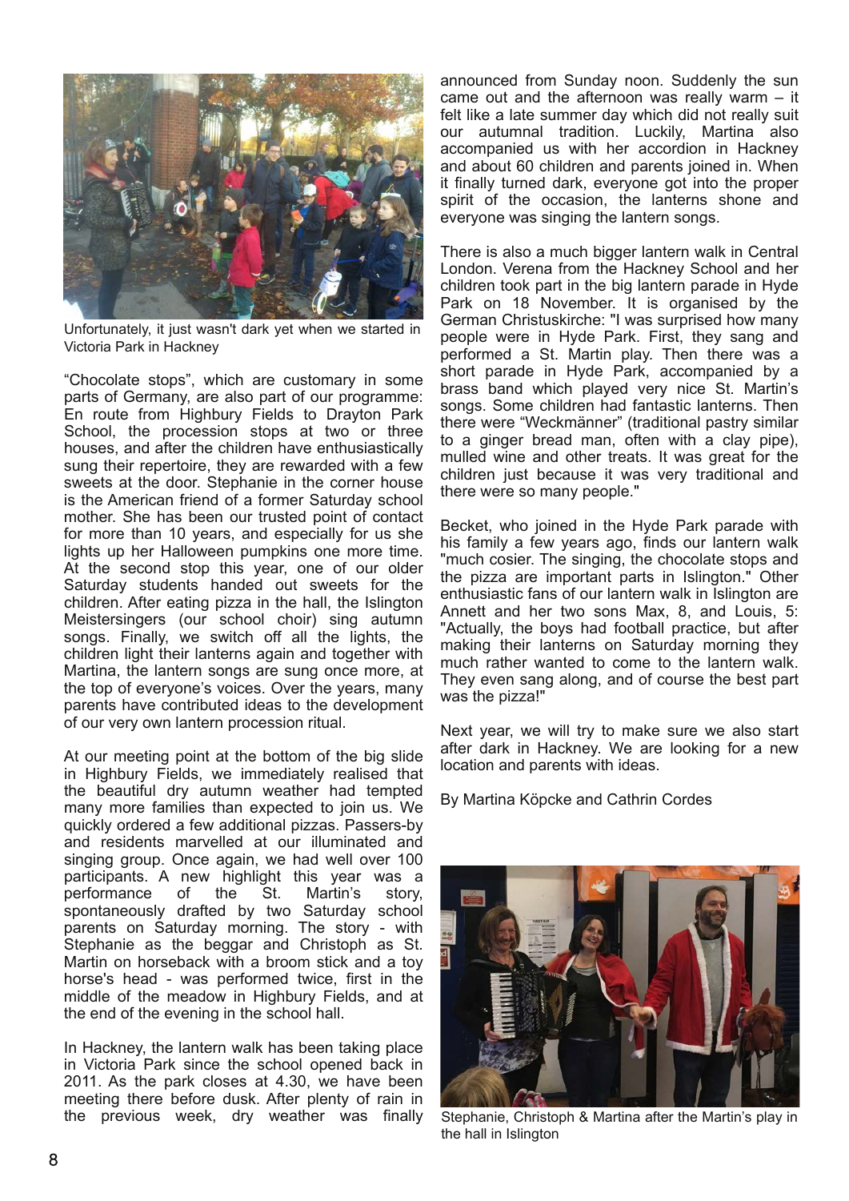Unfortunately, it just wasn't dark yet when we started in Victoria Park in Hackney

"Chocolate stops", which are customary in some parts of Germany, are also part of our programme: En route from Highbury Fields to Drayton Park School, the procession stops at two or three houses, and after the children have enthusiastically sung their repertoire, they are rewarded with a few sweets at the door. Stephanie in the corner house is the American friend of a former Saturday school mother. She has been our trusted point of contact for more than 10 years, and especially for us she lights up her Halloween pumpkins one more time. At the second stop this year, one of our older Saturday students handed out sweets for the children. After eating pizza in the hall, the Islington Meistersingers (our school choir) sing autumn songs. Finally, we switch off all the lights, the children light their lanterns again and together with Martina, the lantern songs are sung once more, at the top of everyone's voices. Over the years, many parents have contributed ideas to the development of our very own lantern procession ritual.

At our meeting point at the bottom of the big slide in Highbury Fields, we immediately realised that the beautiful dry autumn weather had tempted many more families than expected to join us. We quickly ordered a few additional pizzas. Passers-by and residents marvelled at our illuminated and singing group. Once again, we had well over 100 participants. A new highlight this year was a performance of the St. Martin's story, spontaneously drafted by two Saturday school parents on Saturday morning. The story - with Stephanie as the beggar and Christoph as St. Martin on horseback with a broom stick and a toy horse's head - was performed twice, first in the middle of the meadow in Highbury Fields, and at the end of the evening in the school hall.

In Hackney, the lantern walk has been taking place in Victoria Park since the school opened back in 2011. As the park closes at 4.30, we have been meeting there before dusk. After plenty of rain in the previous week, dry weather was finally announced from Sunday noon. Suddenly the sun came out and the afternoon was really warm – it felt like a late summer day which did not really suit our autumnal tradition. Luckily, Martina also accompanied us with her accordion in Hackney and about 60 children and parents joined in. When it finally turned dark, everyone got into the proper spirit of the occasion, the lanterns shone and everyone was singing the lantern songs.

There is also a much bigger lantern walk in Central London. Verena from the Hackney School and her children took part in the big lantern parade in Hyde Park on 18 November. It is organised by the German Christuskirche: "I was surprised how many people were in Hyde Park. First, they sang and performed a St. Martin play. Then there was a short parade in Hyde Park, accompanied by a brass band which played very nice St. Martin's songs. Some children had fantastic lanterns. Then there were "Weckmänner" (traditional pastry similar to a ginger bread man, often with a clay pipe), mulled wine and other treats. It was great for the children just because it was very traditional and there were so many people."

Becket, who joined in the Hyde Park parade with his family a few years ago, finds our lantern walk "much cosier. The singing, the chocolate stops and the pizza are important parts in Islington." Other enthusiastic fans of our lantern walk in Islington are Annett and her two sons Max, 8, and Louis, 5: "Actually, the boys had football practice, but after making their lanterns on Saturday morning they much rather wanted to come to the lantern walk. They even sang along, and of course the best part was the pizza!"

Next year, we will try to make sure we also start after dark in Hackney. We are looking for a new location and parents with ideas.

By Martina Köpcke and Cathrin Cordes

Stephanie, Christoph & Martina after the Martin's play in the hall in Islington